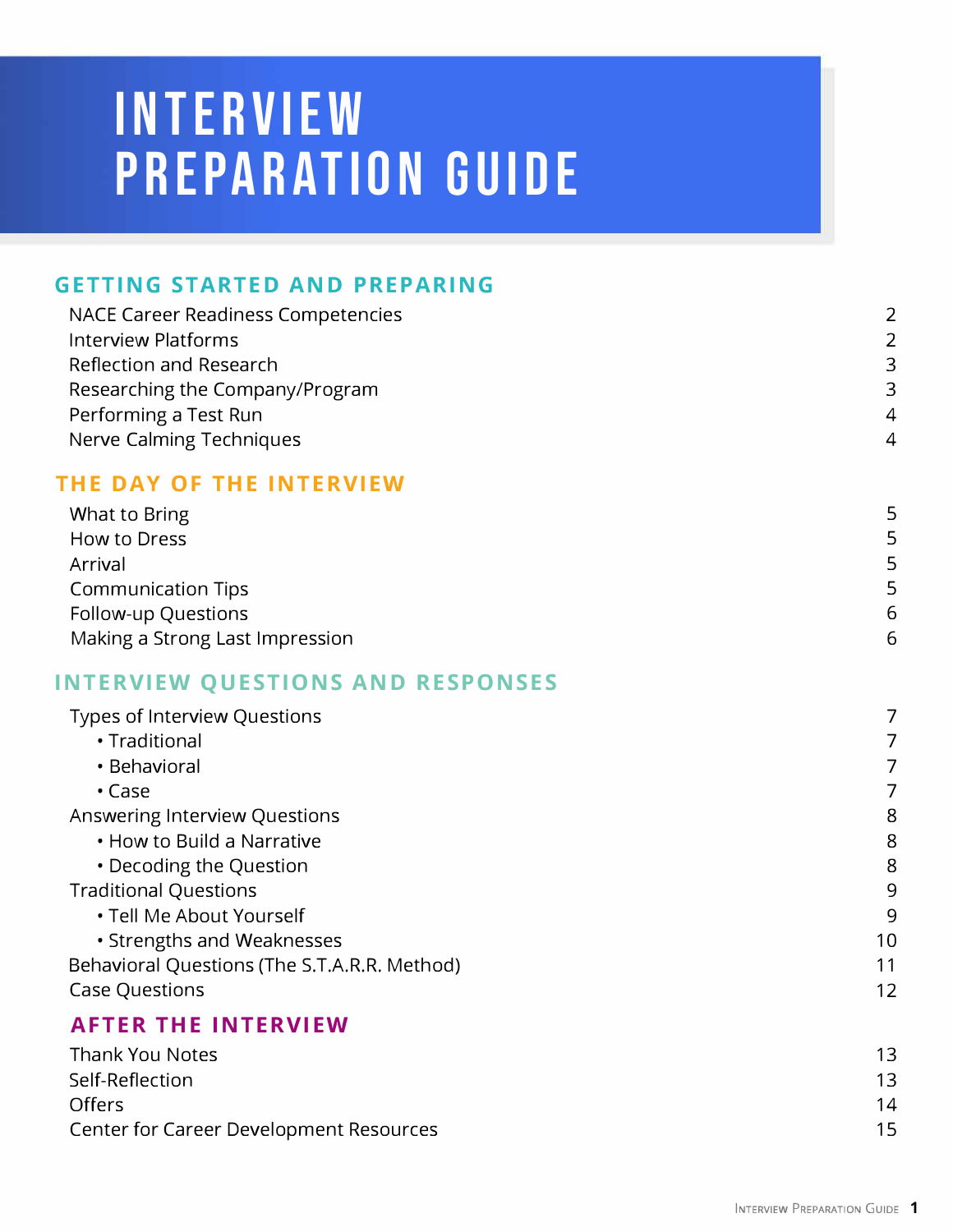# INTERVIEW PREPARATION GUIDE

## GETTING STARTED AND PREPARING

| | |
|---|---|
| NACE Career Readiness Competencies | 2 |
| Interview Platforms | 2 |
| Reflection and Research | 3 |
| Researching the Company/Program | 3 |
| Performing a Test Run | 4 |
| Nerve Calming Techniques | 4 |

## THE DAY OF THE INTERVIEW

| | |
|---|---|
| What to Bring | 5 |
| How to Dress | 5 |
| Arrival | 5 |
| Communication Tips | 5 |
| Follow-up Questions | 6 |
| Making a Strong Last Impression | 6 |

## INTERVIEW QUESTIONS AND RESPONSES

| | |
|---|---|
| Types of Interview Questions | 7 |
| • Traditional | 7 |
| • Behavioral | 7 |
| • Case | 7 |
| Answering Interview Questions | 8 |
| • How to Build a Narrative | 8 |
| • Decoding the Question | 8 |
| Traditional Questions | 9 |
| • Tell Me About Yourself | 9 |
| • Strengths and Weaknesses | 10 |
| Behavioral Questions (The S.T.A.R.R. Method) | 11 |
| Case Questions | 12 |

## AFTER THE INTERVIEW

| | |
|---|---|
| Thank You Notes | 13 |
| Self-Reflection | 13 |
| Offers | 14 |
| Center for Career Development Resources | 15 |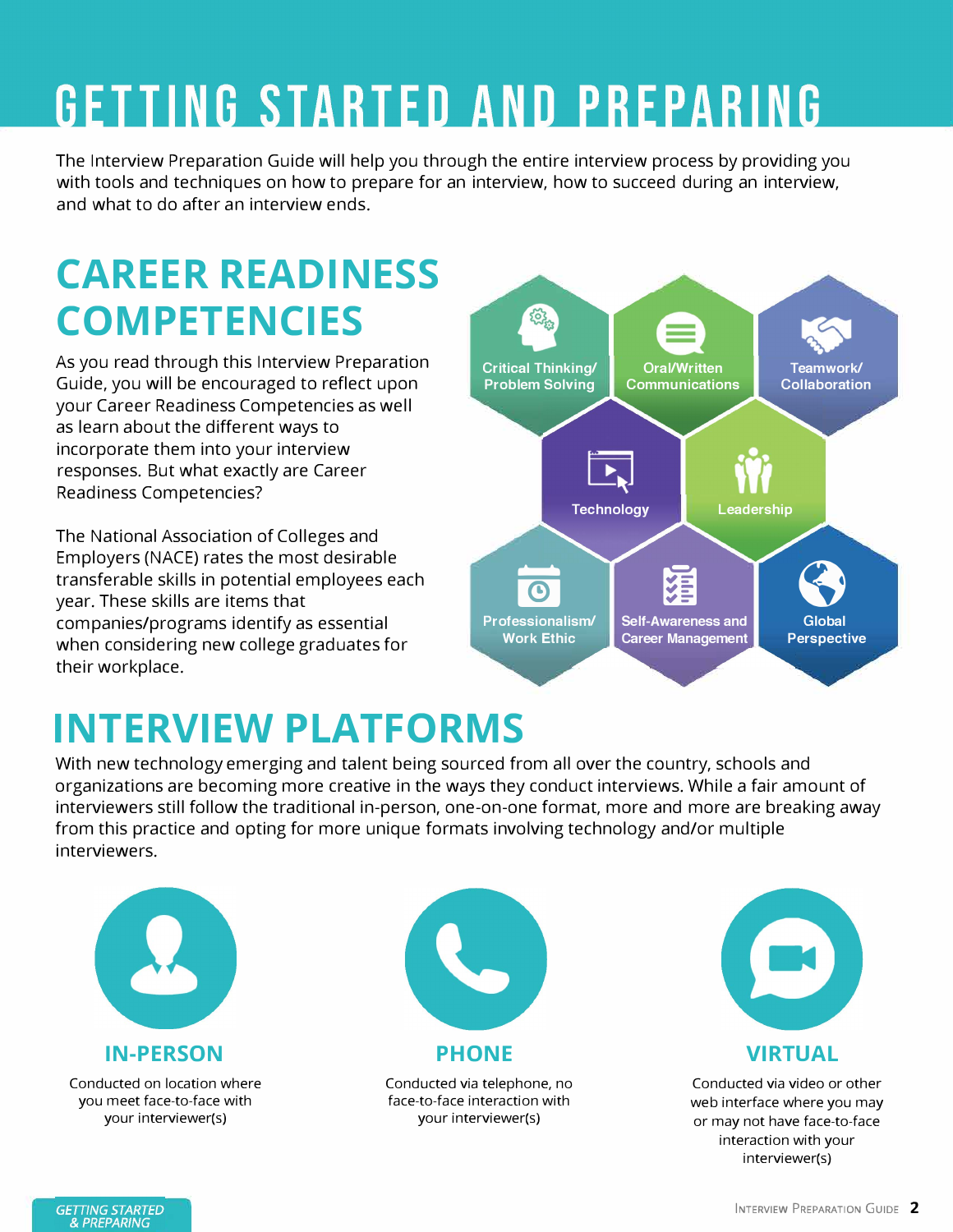# GETTING STARTED AND PREPARING

The Interview Preparation Guide will help you through the entire interview process by providing you with tools and techniques on how to prepare for an interview, how to succeed during an interview, and what to do after an interview ends.

## CAREER READINESS COMPETENCIES

As you read through this Interview Preparation Guide, you will be encouraged to reflect upon your Career Readiness Competencies as well as learn about the different ways to incorporate them into your interview responses. But what exactly are Career Readiness Competencies?

The National Association of Colleges and Employers (NACE) rates the most desirable transferable skills in potential employees each year. These skills are items that companies/programs identify as essential when considering new college graduates for their workplace.

- Critical Thinking/ Problem Solving
- Oral/Written Communications
- Teamwork/ Collaboration
- Technology
- Leadership
- Professionalism/ Work Ethic
- Self-Awareness and Career Management
- Global Perspective

## INTERVIEW PLATFORMS

With new technology emerging and talent being sourced from all over the country, schools and organizations are becoming more creative in the ways they conduct interviews. While a fair amount of interviewers still follow the traditional in-person, one-on-one format, more and more are breaking away from this practice and opting for more unique formats involving technology and/or multiple interviewers.

### IN-PERSON

Conducted on location where you meet face-to-face with your interviewer(s)

### PHONE

Conducted via telephone, no face-to-face interaction with your interviewer(s)

### VIRTUAL

Conducted via video or other web interface where you may or may not have face-to-face interaction with your interviewer(s)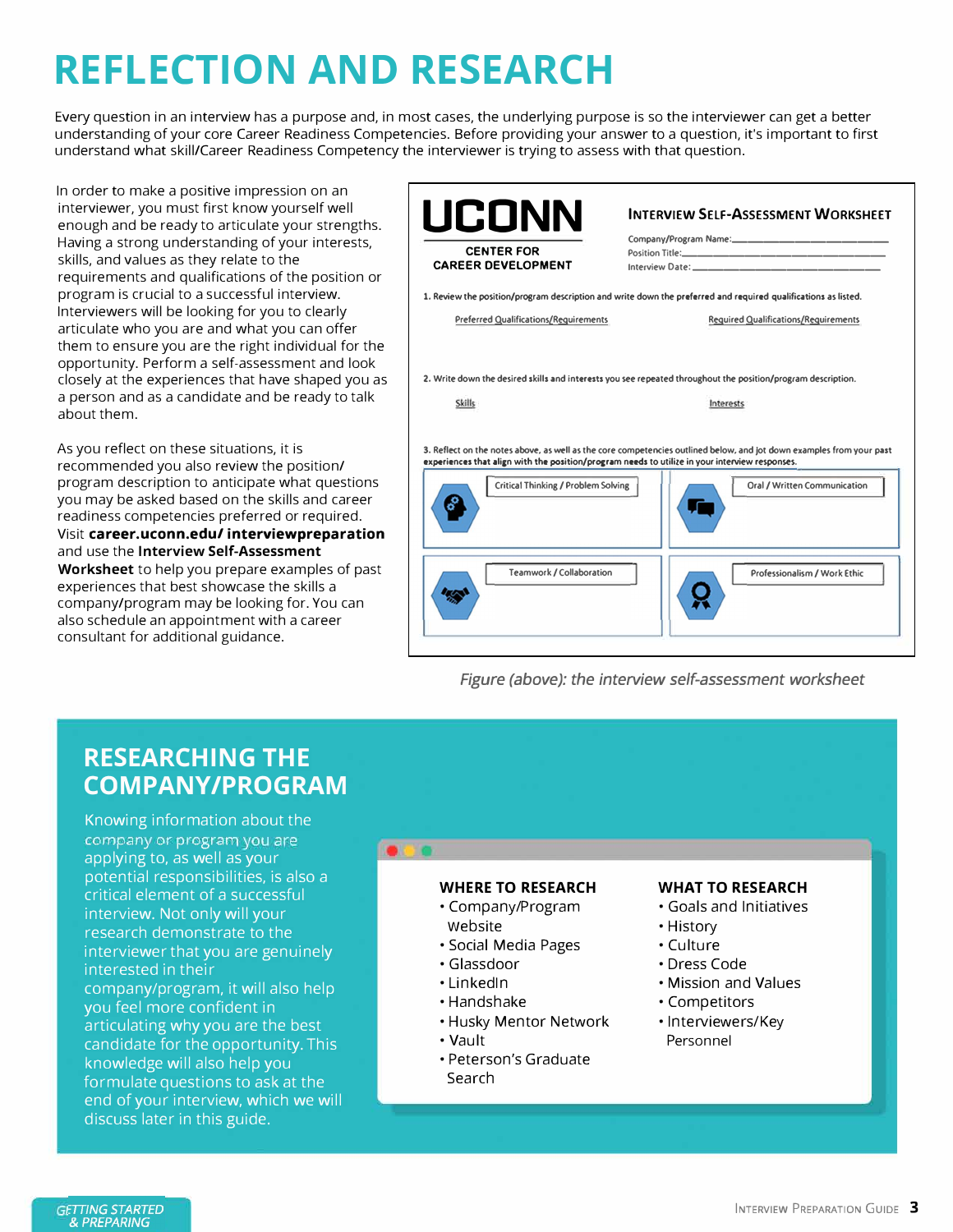# REFLECTION AND RESEARCH

Every question in an interview has a purpose and, in most cases, the underlying purpose is so the interviewer can get a better understanding of your core Career Readiness Competencies. Before providing your answer to a question, it's important to first understand what skill/Career Readiness Competency the interviewer is trying to assess with that question.

In order to make a positive impression on an interviewer, you must first know yourself well enough and be ready to articulate your strengths. Having a strong understanding of your interests, skills, and values as they relate to the requirements and qualifications of the position or program is crucial to a successful interview. Interviewers will be looking for you to clearly articulate who you are and what you can offer them to ensure you are the right individual for the opportunity. Perform a self-assessment and look closely at the experiences that have shaped you as a person and as a candidate and be ready to talk about them.

As you reflect on these situations, it is recommended you also review the position/ program description to anticipate what questions you may be asked based on the skills and career readiness competencies preferred or required. Visit **career.uconn.edu/ interviewpreparation** and use the **Interview Self-Assessment Worksheet** to help you prepare examples of past experiences that best showcase the skills a company/program may be looking for. You can also schedule an appointment with a career consultant for additional guidance.

**UCONN**
CENTER FOR CAREER DEVELOPMENT

**INTERVIEW SELF-ASSESSMENT WORKSHEET**

Company/Program Name: ____________________
Position Title: ____________________
Interview Date: ____________________

1. Review the position/program description and write down the preferred and required qualifications as listed.

Preferred Qualifications/Requirements | Required Qualifications/Requirements

2. Write down the desired skills and interests you see repeated throughout the position/program description.

Skills | Interests

3. Reflect on the notes above, as well as the core competencies outlined below, and jot down examples from your past experiences that align with the position/program needs to utilize in your interview responses.

| Critical Thinking / Problem Solving | Oral / Written Communication |
| --- | --- |
| Teamwork / Collaboration | Professionalism / Work Ethic |

*Figure (above): the interview self-assessment worksheet*

## RESEARCHING THE COMPANY/PROGRAM

Knowing information about the company or program you are applying to, as well as your potential responsibilities, is also a critical element of a successful interview. Not only will your research demonstrate to the interviewer that you are genuinely interested in their company/program, it will also help you feel more confident in articulating why you are the best candidate for the opportunity. This knowledge will also help you formulate questions to ask at the end of your interview, which we will discuss later in this guide.

**WHERE TO RESEARCH**
- Company/Program Website
- Social Media Pages
- Glassdoor
- LinkedIn
- Handshake
- Husky Mentor Network
- Vault
- Peterson's Graduate Search

**WHAT TO RESEARCH**
- Goals and Initiatives
- History
- Culture
- Dress Code
- Mission and Values
- Competitors
- Interviewers/Key Personnel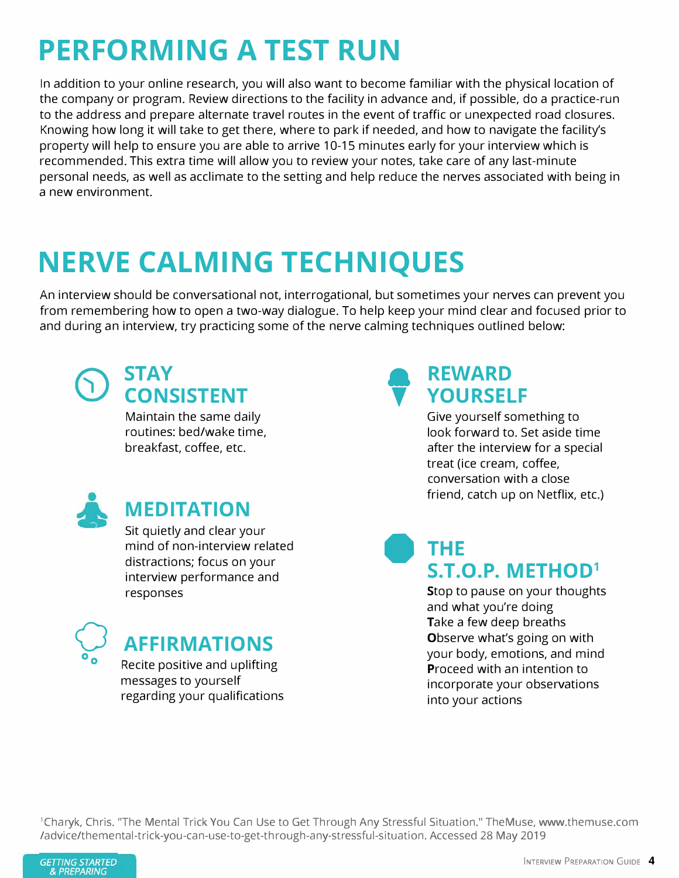# PERFORMING A TEST RUN

In addition to your online research, you will also want to become familiar with the physical location of the company or program. Review directions to the facility in advance and, if possible, do a practice-run to the address and prepare alternate travel routes in the event of traffic or unexpected road closures. Knowing how long it will take to get there, where to park if needed, and how to navigate the facility's property will help to ensure you are able to arrive 10-15 minutes early for your interview which is recommended. This extra time will allow you to review your notes, take care of any last-minute personal needs, as well as acclimate to the setting and help reduce the nerves associated with being in a new environment.

# NERVE CALMING TECHNIQUES

An interview should be conversational not, interrogational, but sometimes your nerves can prevent you from remembering how to open a two-way dialogue. To help keep your mind clear and focused prior to and during an interview, try practicing some of the nerve calming techniques outlined below:

## STAY CONSISTENT

Maintain the same daily routines: bed/wake time, breakfast, coffee, etc.

## MEDITATION

Sit quietly and clear your mind of non-interview related distractions; focus on your interview performance and responses

## AFFIRMATIONS

Recite positive and uplifting messages to yourself regarding your qualifications

## REWARD YOURSELF

Give yourself something to look forward to. Set aside time after the interview for a special treat (ice cream, coffee, conversation with a close friend, catch up on Netflix, etc.)

## THE S.T.O.P. METHOD[1]

**S**top to pause on your thoughts and what you're doing
**T**ake a few deep breaths
**O**bserve what's going on with your body, emotions, and mind
**P**roceed with an intention to incorporate your observations into your actions

[1]Charyk, Chris. "The Mental Trick You Can Use to Get Through Any Stressful Situation." TheMuse, www.themuse.com /advice/thememtal-trick-you-can-use-to-get-through-any-stressful-situation. Accessed 28 May 2019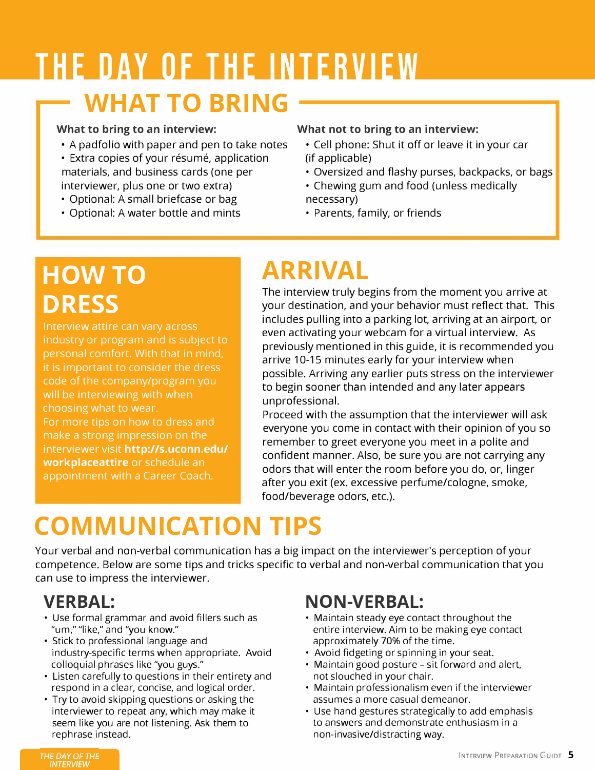# THE DAY OF THE INTERVIEW

## WHAT TO BRING

**What to bring to an interview:**

- A padfolio with paper and pen to take notes
- Extra copies of your résumé, application materials, and business cards (one per interviewer, plus one or two extra)
- Optional: A small briefcase or bag
- Optional: A water bottle and mints

**What not to bring to an interview:**

- Cell phone: Shut it off or leave it in your car (if applicable)
- Oversized and flashy purses, backpacks, or bags
- Chewing gum and food (unless medically necessary)
- Parents, family, or friends

## HOW TO DRESS

Interview attire can vary across industry or program and is subject to personal comfort. With that in mind, it is important to consider the dress code of the company/program you will be interviewing with when choosing what to wear.

For more tips on how to dress and make a strong impression on the interviewer visit **http://s.uconn.edu/workplaceattire** or schedule an appointment with a Career Coach.

## ARRIVAL

The interview truly begins from the moment you arrive at your destination, and your behavior must reflect that. This includes pulling into a parking lot, arriving at an airport, or even activating your webcam for a virtual interview. As previously mentioned in this guide, it is recommended you arrive 10-15 minutes early for your interview when possible. Arriving any earlier puts stress on the interviewer to begin sooner than intended and any later appears unprofessional.

Proceed with the assumption that the interviewer will ask everyone you come in contact with their opinion of you so remember to greet everyone you meet in a polite and confident manner. Also, be sure you are not carrying any odors that will enter the room before you do, or, linger after you exit (ex. excessive perfume/cologne, smoke, food/beverage odors, etc.).

## COMMUNICATION TIPS

Your verbal and non-verbal communication has a big impact on the interviewer's perception of your competence. Below are some tips and tricks specific to verbal and non-verbal communication that you can use to impress the interviewer.

### VERBAL:

- Use formal grammar and avoid fillers such as "um," "like," and "you know."
- Stick to professional language and industry-specific terms when appropriate. Avoid colloquial phrases like "you guys."
- Listen carefully to questions in their entirety and respond in a clear, concise, and logical order.
- Try to avoid skipping questions or asking the interviewer to repeat any, which may make it seem like you are not listening. Ask them to rephrase instead.

### NON-VERBAL:

- Maintain steady eye contact throughout the entire interview. Aim to be making eye contact approximately 70% of the time.
- Avoid fidgeting or spinning in your seat.
- Maintain good posture – sit forward and alert, not slouched in your chair.
- Maintain professionalism even if the interviewer assumes a more casual demeanor.
- Use hand gestures strategically to add emphasis to answers and demonstrate enthusiasm in a non-invasive/distracting way.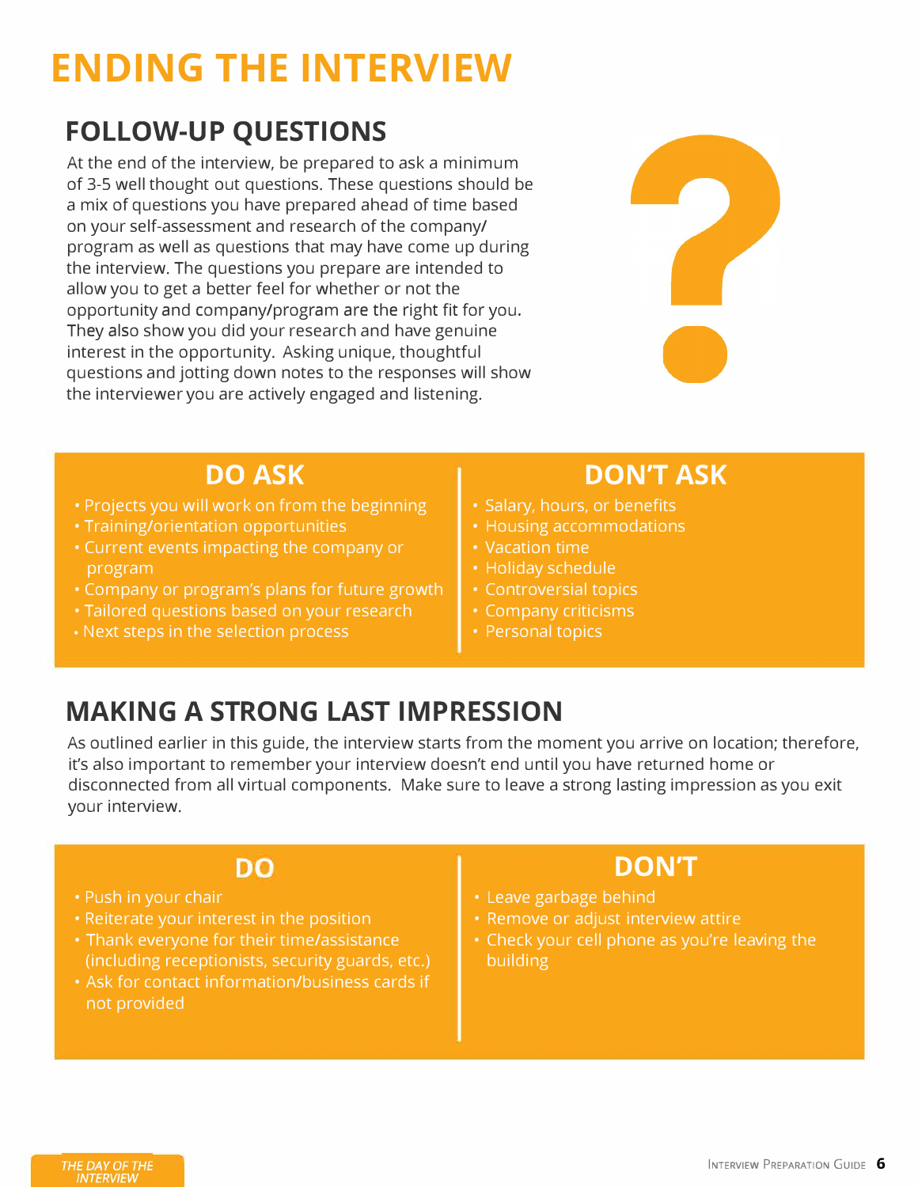# ENDING THE INTERVIEW

## FOLLOW-UP QUESTIONS

At the end of the interview, be prepared to ask a minimum of 3-5 well thought out questions. These questions should be a mix of questions you have prepared ahead of time based on your self-assessment and research of the company/program as well as questions that may have come up during the interview. The questions you prepare are intended to allow you to get a better feel for whether or not the opportunity and company/program are the right fit for you. They also show you did your research and have genuine interest in the opportunity. Asking unique, thoughtful questions and jotting down notes to the responses will show the interviewer you are actively engaged and listening.

### DO ASK

- Projects you will work on from the beginning
- Training/orientation opportunities
- Current events impacting the company or program
- Company or program's plans for future growth
- Tailored questions based on your research
- Next steps in the selection process

### DON'T ASK

- Salary, hours, or benefits
- Housing accommodations
- Vacation time
- Holiday schedule
- Controversial topics
- Company criticisms
- Personal topics

## MAKING A STRONG LAST IMPRESSION

As outlined earlier in this guide, the interview starts from the moment you arrive on location; therefore, it's also important to remember your interview doesn't end until you have returned home or disconnected from all virtual components. Make sure to leave a strong lasting impression as you exit your interview.

### DO

- Push in your chair
- Reiterate your interest in the position
- Thank everyone for their time/assistance (including receptionists, security guards, etc.)
- Ask for contact information/business cards if not provided

### DON'T

- Leave garbage behind
- Remove or adjust interview attire
- Check your cell phone as you're leaving the building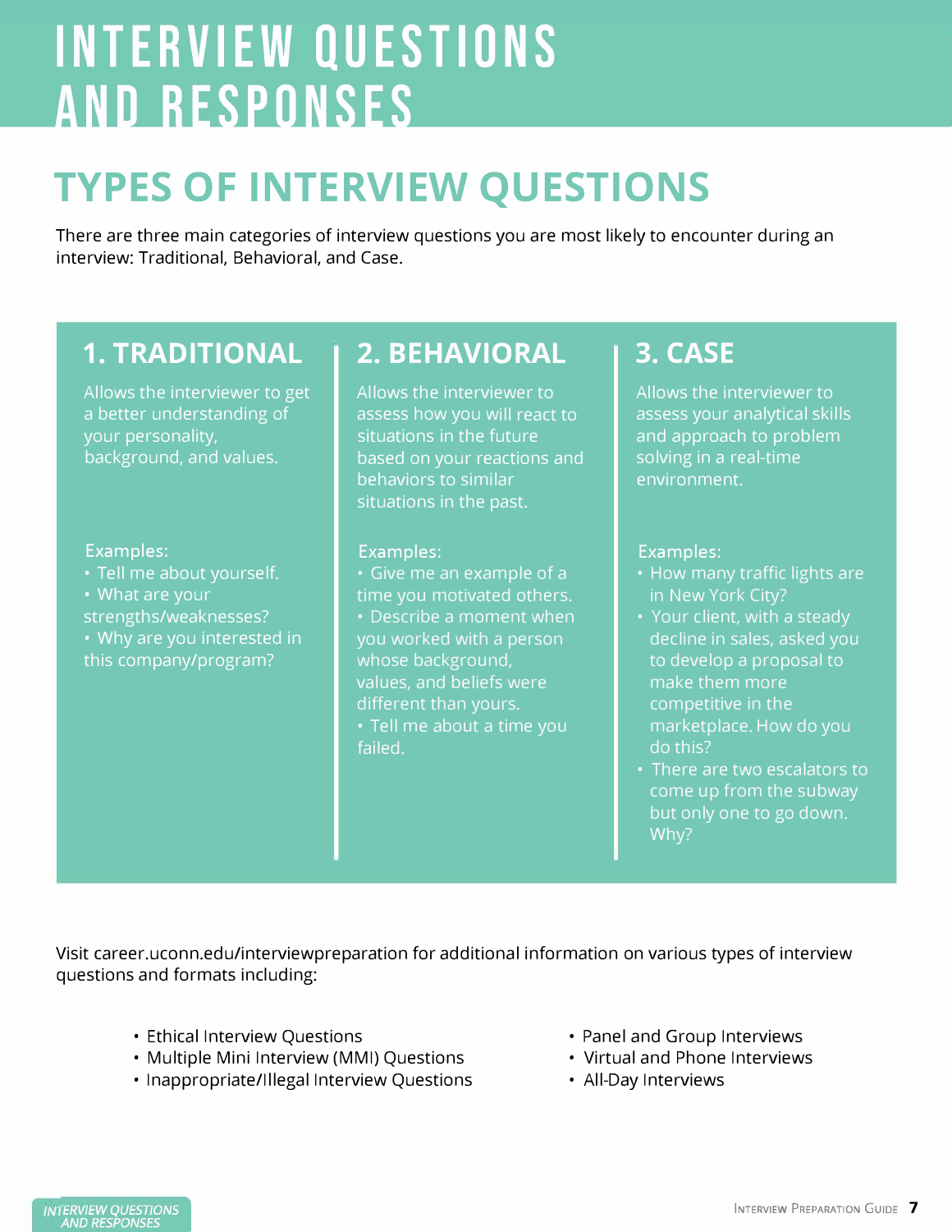# INTERVIEW QUESTIONS AND RESPONSES

## TYPES OF INTERVIEW QUESTIONS

There are three main categories of interview questions you are most likely to encounter during an interview: Traditional, Behavioral, and Case.

### 1. TRADITIONAL

Allows the interviewer to get a better understanding of your personality, background, and values.

Examples:

- Tell me about yourself.
- What are your strengths/weaknesses?
- Why are you interested in this company/program?

### 2. BEHAVIORAL

Allows the interviewer to assess how you will react to situations in the future based on your reactions and behaviors to similar situations in the past.

Examples:

- Give me an example of a time you motivated others.
- Describe a moment when you worked with a person whose background, values, and beliefs were different than yours.
- Tell me about a time you failed.

### 3. CASE

Allows the interviewer to assess your analytical skills and approach to problem solving in a real-time environment.

Examples:

- How many traffic lights are in New York City?
- Your client, with a steady decline in sales, asked you to develop a proposal to make them more competitive in the marketplace. How do you do this?
- There are two escalators to come up from the subway but only one to go down. Why?

Visit career.uconn.edu/interviewpreparation for additional information on various types of interview questions and formats including:

- Ethical Interview Questions
- Multiple Mini Interview (MMI) Questions
- Inappropriate/Illegal Interview Questions
- Panel and Group Interviews
- Virtual and Phone Interviews
- All-Day Interviews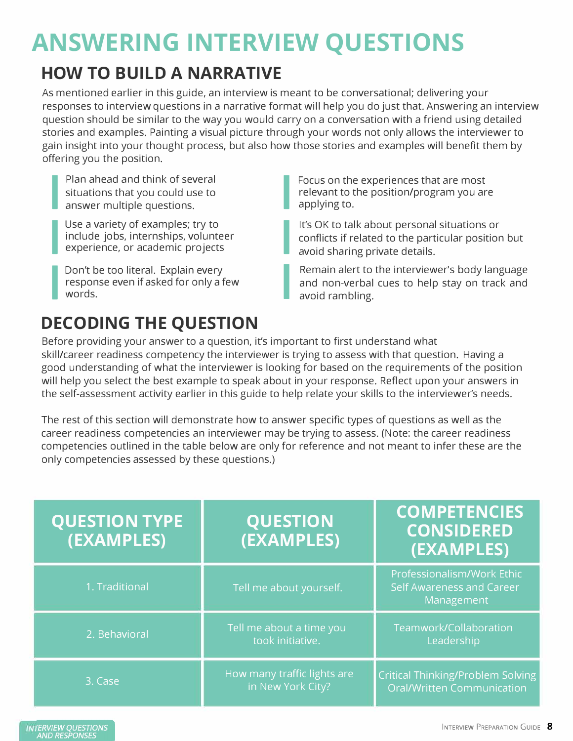# ANSWERING INTERVIEW QUESTIONS

## HOW TO BUILD A NARRATIVE

As mentioned earlier in this guide, an interview is meant to be conversational; delivering your responses to interview questions in a narrative format will help you do just that. Answering an interview question should be similar to the way you would carry on a conversation with a friend using detailed stories and examples. Painting a visual picture through your words not only allows the interviewer to gain insight into your thought process, but also how those stories and examples will benefit them by offering you the position.

- Plan ahead and think of several situations that you could use to answer multiple questions.
- Use a variety of examples; try to include jobs, internships, volunteer experience, or academic projects
- Don't be too literal. Explain every response even if asked for only a few words.
- Focus on the experiences that are most relevant to the position/program you are applying to.
- It's OK to talk about personal situations or conflicts if related to the particular position but avoid sharing private details.
- Remain alert to the interviewer's body language and non-verbal cues to help stay on track and avoid rambling.

## DECODING THE QUESTION

Before providing your answer to a question, it's important to first understand what skill/career readiness competency the interviewer is trying to assess with that question. Having a good understanding of what the interviewer is looking for based on the requirements of the position will help you select the best example to speak about in your response. Reflect upon your answers in the self-assessment activity earlier in this guide to help relate your skills to the interviewer's needs.

The rest of this section will demonstrate how to answer specific types of questions as well as the career readiness competencies an interviewer may be trying to assess. (Note: the career readiness competencies outlined in the table below are only for reference and not meant to infer these are the only competencies assessed by these questions.)

| QUESTION TYPE (EXAMPLES) | QUESTION (EXAMPLES) | COMPETENCIES CONSIDERED (EXAMPLES) |
|---|---|---|
| 1. Traditional | Tell me about yourself. | Professionalism/Work Ethic<br>Self Awareness and Career Management |
| 2. Behavioral | Tell me about a time you took initiative. | Teamwork/Collaboration<br>Leadership |
| 3. Case | How many traffic lights are in New York City? | Critical Thinking/Problem Solving<br>Oral/Written Communication |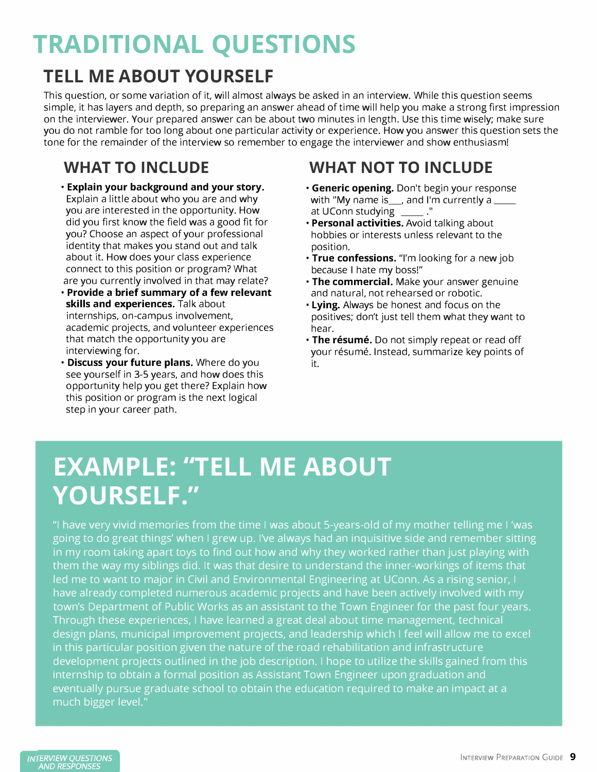# TRADITIONAL QUESTIONS

## TELL ME ABOUT YOURSELF

This question, or some variation of it, will almost always be asked in an interview. While this question seems simple, it has layers and depth, so preparing an answer ahead of time will help you make a strong first impression on the interviewer. Your prepared answer can be about two minutes in length. Use this time wisely; make sure you do not ramble for too long about one particular activity or experience. How you answer this question sets the tone for the remainder of the interview so remember to engage the interviewer and show enthusiasm!

### WHAT TO INCLUDE

- **Explain your background and your story.** Explain a little about who you are and why you are interested in the opportunity. How did you first know the field was a good fit for you? Choose an aspect of your professional identity that makes you stand out and talk about it. How does your class experience connect to this position or program? What are you currently involved in that may relate?
- **Provide a brief summary of a few relevant skills and experiences.** Talk about internships, on-campus involvement, academic projects, and volunteer experiences that match the opportunity you are interviewing for.
- **Discuss your future plans.** Where do you see yourself in 3-5 years, and how does this opportunity help you get there? Explain how this position or program is the next logical step in your career path.

### WHAT NOT TO INCLUDE

- **Generic opening.** Don't begin your response with "My name is___, and I'm currently a _____ at UConn studying _____ ."
- **Personal activities.** Avoid talking about hobbies or interests unless relevant to the position.
- **True confessions.** "I'm looking for a new job because I hate my boss!"
- **The commercial.** Make your answer genuine and natural, not rehearsed or robotic.
- **Lying.** Always be honest and focus on the positives; don't just tell them what they want to hear.
- **The résumé.** Do not simply repeat or read off your résumé. Instead, summarize key points of it.

## EXAMPLE: "TELL ME ABOUT YOURSELF."

"I have very vivid memories from the time I was about 5-years-old of my mother telling me I 'was going to do great things' when I grew up. I've always had an inquisitive side and remember sitting in my room taking apart toys to find out how and why they worked rather than just playing with them the way my siblings did. It was that desire to understand the inner-workings of items that led me to want to major in Civil and Environmental Engineering at UConn. As a rising senior, I have already completed numerous academic projects and have been actively involved with my town's Department of Public Works as an assistant to the Town Engineer for the past four years. Through these experiences, I have learned a great deal about time management, technical design plans, municipal improvement projects, and leadership which I feel will allow me to excel in this particular position given the nature of the road rehabilitation and infrastructure development projects outlined in the job description. I hope to utilize the skills gained from this internship to obtain a formal position as Assistant Town Engineer upon graduation and eventually pursue graduate school to obtain the education required to make an impact at a much bigger level."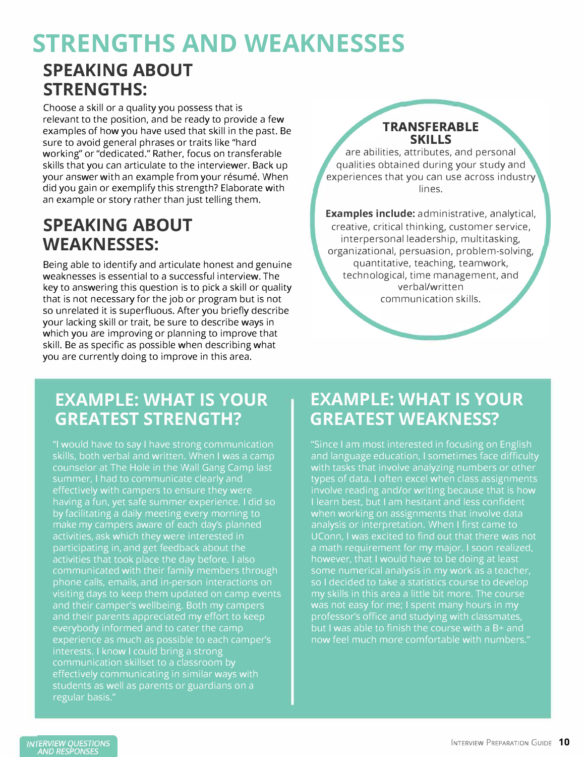# STRENGTHS AND WEAKNESSES

## SPEAKING ABOUT STRENGTHS:

Choose a skill or a quality you possess that is relevant to the position, and be ready to provide a few examples of how you have used that skill in the past. Be sure to avoid general phrases or traits like "hard working" or "dedicated." Rather, focus on transferable skills that you can articulate to the interviewer. Back up your answer with an example from your résumé. When did you gain or exemplify this strength? Elaborate with an example or story rather than just telling them.

## SPEAKING ABOUT WEAKNESSES:

Being able to identify and articulate honest and genuine weaknesses is essential to a successful interview. The key to answering this question is to pick a skill or quality that is not necessary for the job or program but is not so unrelated it is superfluous. After you briefly describe your lacking skill or trait, be sure to describe ways in which you are improving or planning to improve that skill. Be as specific as possible when describing what you are currently doing to improve in this area.

### TRANSFERABLE SKILLS

are abilities, attributes, and personal qualities obtained during your study and experiences that you can use across industry lines.

**Examples include:** administrative, analytical, creative, critical thinking, customer service, interpersonal leadership, multitasking, organizational, persuasion, problem-solving, quantitative, teaching, teamwork, technological, time management, and verbal/written communication skills.

## EXAMPLE: WHAT IS YOUR GREATEST STRENGTH?

"I would have to say I have strong communication skills, both verbal and written. When I was a camp counselor at The Hole in the Wall Gang Camp last summer, I had to communicate clearly and effectively with campers to ensure they were having a fun, yet safe summer experience. I did so by facilitating a daily meeting every morning to make my campers aware of each day's planned activities, ask which they were interested in participating in, and get feedback about the activities that took place the day before. I also communicated with their family members through phone calls, emails, and in-person interactions on visiting days to keep them updated on camp events and their camper's wellbeing. Both my campers and their parents appreciated my effort to keep everybody informed and to cater the camp experience as much as possible to each camper's interests. I know I could bring a strong communication skillset to a classroom by effectively communicating in similar ways with students as well as parents or guardians on a regular basis."

## EXAMPLE: WHAT IS YOUR GREATEST WEAKNESS?

"Since I am most interested in focusing on English and language education, I sometimes face difficulty with tasks that involve analyzing numbers or other types of data. I often excel when class assignments involve reading and/or writing because that is how I learn best, but I am hesitant and less confident when working on assignments that involve data analysis or interpretation. When I first came to UConn, I was excited to find out that there was not a math requirement for my major. I soon realized, however, that I would have to be doing at least some numerical analysis in my work as a teacher, so I decided to take a statistics course to develop my skills in this area a little bit more. The course was not easy for me; I spent many hours in my professor's office and studying with classmates, but I was able to finish the course with a B+ and now feel much more comfortable with numbers."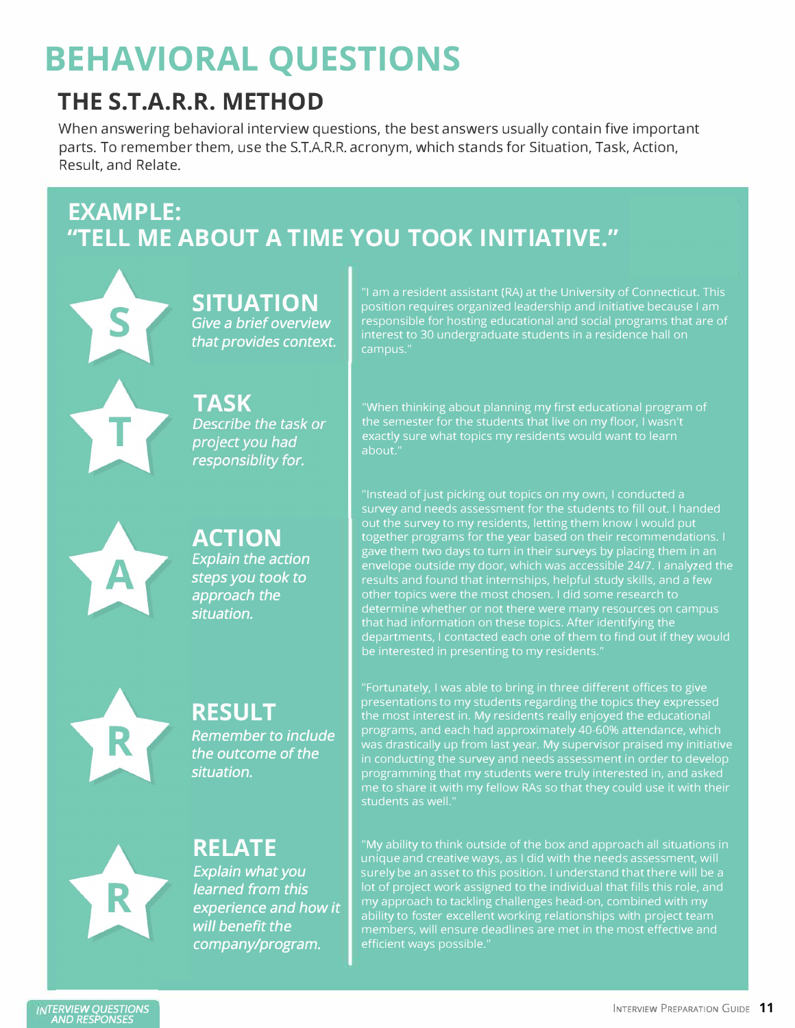# BEHAVIORAL QUESTIONS

## THE S.T.A.R.R. METHOD

When answering behavioral interview questions, the best answers usually contain five important parts. To remember them, use the S.T.A.R.R. acronym, which stands for Situation, Task, Action, Result, and Relate.

### EXAMPLE: "TELL ME ABOUT A TIME YOU TOOK INITIATIVE."

**S — SITUATION**
*Give a brief overview that provides context.*

"I am a resident assistant (RA) at the University of Connecticut. This position requires organized leadership and initiative because I am responsible for hosting educational and social programs that are of interest to 30 undergraduate students in a residence hall on campus."

**T — TASK**
*Describe the task or project you had responsiblity for.*

"When thinking about planning my first educational program of the semester for the students that live on my floor, I wasn't exactly sure what topics my residents would want to learn about."

**A — ACTION**
*Explain the action steps you took to approach the situation.*

"Instead of just picking out topics on my own, I conducted a survey and needs assessment for the students to fill out. I handed out the survey to my residents, letting them know I would put together programs for the year based on their recommendations. I gave them two days to turn in their surveys by placing them in an envelope outside my door, which was accessible 24/7. I analyzed the results and found that internships, helpful study skills, and a few other topics were the most chosen. I did some research to determine whether or not there were many resources on campus that had information on these topics. After identifying the departments, I contacted each one of them to find out if they would be interested in presenting to my residents."

**R — RESULT**
*Remember to include the outcome of the situation.*

"Fortunately, I was able to bring in three different offices to give presentations to my students regarding the topics they expressed the most interest in. My residents really enjoyed the educational programs, and each had approximately 40-60% attendance, which was drastically up from last year. My supervisor praised my initiative in conducting the survey and needs assessment in order to develop programming that my students were truly interested in, and asked me to share it with my fellow RAs so that they could use it with their students as well."

**R — RELATE**
*Explain what you learned from this experience and how it will benefit the company/program.*

"My ability to think outside of the box and approach all situations in unique and creative ways, as I did with the needs assessment, will surely be an asset to this position. I understand that there will be a lot of project work assigned to the individual that fills this role, and my approach to tackling challenges head-on, combined with my ability to foster excellent working relationships with project team members, will ensure deadlines are met in the most effective and efficient ways possible."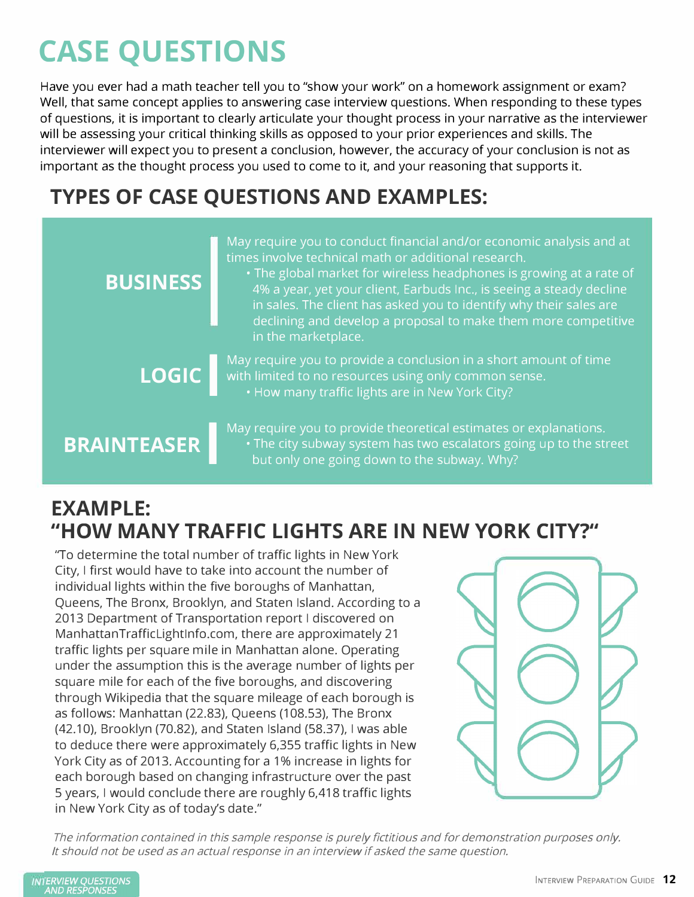# CASE QUESTIONS

Have you ever had a math teacher tell you to "show your work" on a homework assignment or exam? Well, that same concept applies to answering case interview questions. When responding to these types of questions, it is important to clearly articulate your thought process in your narrative as the interviewer will be assessing your critical thinking skills as opposed to your prior experiences and skills. The interviewer will expect you to present a conclusion, however, the accuracy of your conclusion is not as important as the thought process you used to come to it, and your reasoning that supports it.

## TYPES OF CASE QUESTIONS AND EXAMPLES:

**BUSINESS**

May require you to conduct financial and/or economic analysis and at times involve technical math or additional research.

- The global market for wireless headphones is growing at a rate of 4% a year, yet your client, Earbuds Inc., is seeing a steady decline in sales. The client has asked you to identify why their sales are declining and develop a proposal to make them more competitive in the marketplace.

**LOGIC**

May require you to provide a conclusion in a short amount of time with limited to no resources using only common sense.

- How many traffic lights are in New York City?

**BRAINTEASER**

May require you to provide theoretical estimates or explanations.

- The city subway system has two escalators going up to the street but only one going down to the subway. Why?

## EXAMPLE: "HOW MANY TRAFFIC LIGHTS ARE IN NEW YORK CITY?"

"To determine the total number of traffic lights in New York City, I first would have to take into account the number of individual lights within the five boroughs of Manhattan, Queens, The Bronx, Brooklyn, and Staten Island. According to a 2013 Department of Transportation report I discovered on ManhattanTrafficLightInfo.com, there are approximately 21 traffic lights per square mile in Manhattan alone. Operating under the assumption this is the average number of lights per square mile for each of the five boroughs, and discovering through Wikipedia that the square mileage of each borough is as follows: Manhattan (22.83), Queens (108.53), The Bronx (42.10), Brooklyn (70.82), and Staten Island (58.37), I was able to deduce there were approximately 6,355 traffic lights in New York City as of 2013. Accounting for a 1% increase in lights for each borough based on changing infrastructure over the past 5 years, I would conclude there are roughly 6,418 traffic lights in New York City as of today's date."

*The information contained in this sample response is purely fictitious and for demonstration purposes only. It should not be used as an actual response in an interview if asked the same question.*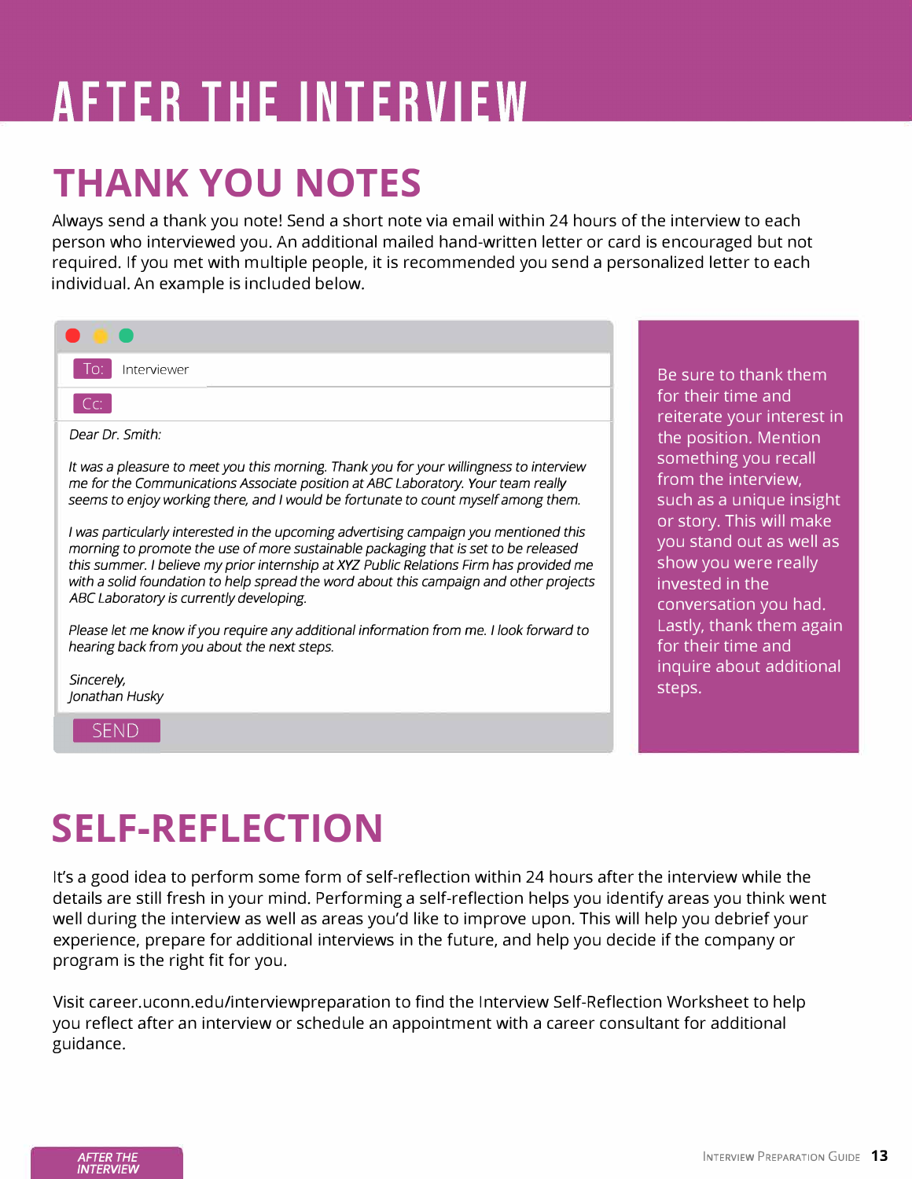# AFTER THE INTERVIEW

## THANK YOU NOTES

Always send a thank you note! Send a short note via email within 24 hours of the interview to each person who interviewed you. An additional mailed hand-written letter or card is encouraged but not required. If you met with multiple people, it is recommended you send a personalized letter to each individual. An example is included below.

To: Interviewer

Cc:

*Dear Dr. Smith:*

*It was a pleasure to meet you this morning. Thank you for your willingness to interview me for the Communications Associate position at ABC Laboratory. Your team really seems to enjoy working there, and I would be fortunate to count myself among them.*

*I was particularly interested in the upcoming advertising campaign you mentioned this morning to promote the use of more sustainable packaging that is set to be released this summer. I believe my prior internship at XYZ Public Relations Firm has provided me with a solid foundation to help spread the word about this campaign and other projects ABC Laboratory is currently developing.*

*Please let me know if you require any additional information from me. I look forward to hearing back from you about the next steps.*

*Sincerely,*
*Jonathan Husky*

SEND

Be sure to thank them for their time and reiterate your interest in the position. Mention something you recall from the interview, such as a unique insight or story. This will make you stand out as well as show you were really invested in the conversation you had. Lastly, thank them again for their time and inquire about additional steps.

## SELF-REFLECTION

It's a good idea to perform some form of self-reflection within 24 hours after the interview while the details are still fresh in your mind. Performing a self-reflection helps you identify areas you think went well during the interview as well as areas you'd like to improve upon. This will help you debrief your experience, prepare for additional interviews in the future, and help you decide if the company or program is the right fit for you.

Visit career.uconn.edu/interviewpreparation to find the Interview Self-Reflection Worksheet to help you reflect after an interview or schedule an appointment with a career consultant for additional guidance.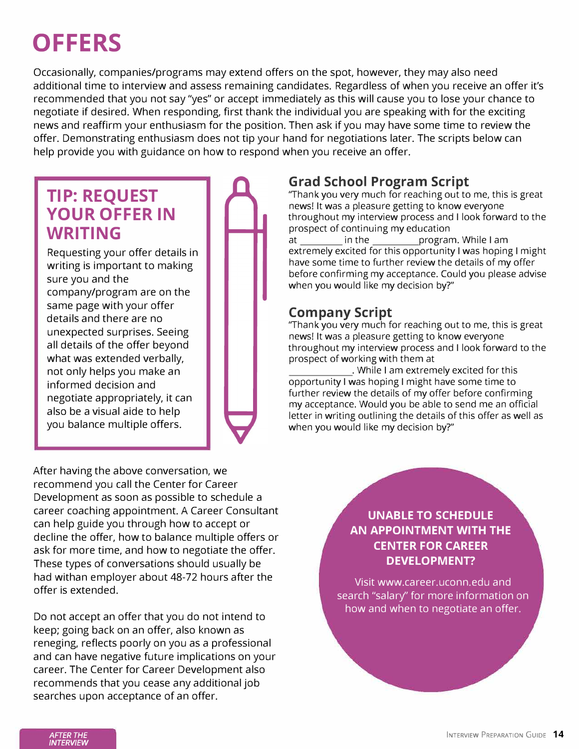# OFFERS

Occasionally, companies/programs may extend offers on the spot, however, they may also need additional time to interview and assess remaining candidates. Regardless of when you receive an offer it's recommended that you not say "yes" or accept immediately as this will cause you to lose your chance to negotiate if desired. When responding, first thank the individual you are speaking with for the exciting news and reaffirm your enthusiasm for the position. Then ask if you may have some time to review the offer. Demonstrating enthusiasm does not tip your hand for negotiations later. The scripts below can help provide you with guidance on how to respond when you receive an offer.

## TIP: REQUEST YOUR OFFER IN WRITING

Requesting your offer details in writing is important to making sure you and the company/program are on the same page with your offer details and there are no unexpected surprises. Seeing all details of the offer beyond what was extended verbally, not only helps you make an informed decision and negotiate appropriately, it can also be a visual aide to help you balance multiple offers.

## Grad School Program Script

"Thank you very much for reaching out to me, this is great news! It was a pleasure getting to know everyone throughout my interview process and I look forward to the prospect of continuing my education at _________ in the __________program. While I am extremely excited for this opportunity I was hoping I might have some time to further review the details of my offer before confirming my acceptance. Could you please advise when you would like my decision by?"

## Company Script

"Thank you very much for reaching out to me, this is great news! It was a pleasure getting to know everyone throughout my interview process and I look forward to the prospect of working with them at _____________. While I am extremely excited for this opportunity I was hoping I might have some time to further review the details of my offer before confirming my acceptance. Would you be able to send me an official letter in writing outlining the details of this offer as well as when you would like my decision by?"

After having the above conversation, we recommend you call the Center for Career Development as soon as possible to schedule a career coaching appointment. A Career Consultant can help guide you through how to accept or decline the offer, how to balance multiple offers or ask for more time, and how to negotiate the offer. These types of conversations should usually be had withan employer about 48-72 hours after the offer is extended.

Do not accept an offer that you do not intend to keep; going back on an offer, also known as reneging, reflects poorly on you as a professional and can have negative future implications on your career. The Center for Career Development also recommends that you cease any additional job searches upon acceptance of an offer.

**UNABLE TO SCHEDULE AN APPOINTMENT WITH THE CENTER FOR CAREER DEVELOPMENT?**

Visit www.career.uconn.edu and search "salary" for more information on how and when to negotiate an offer.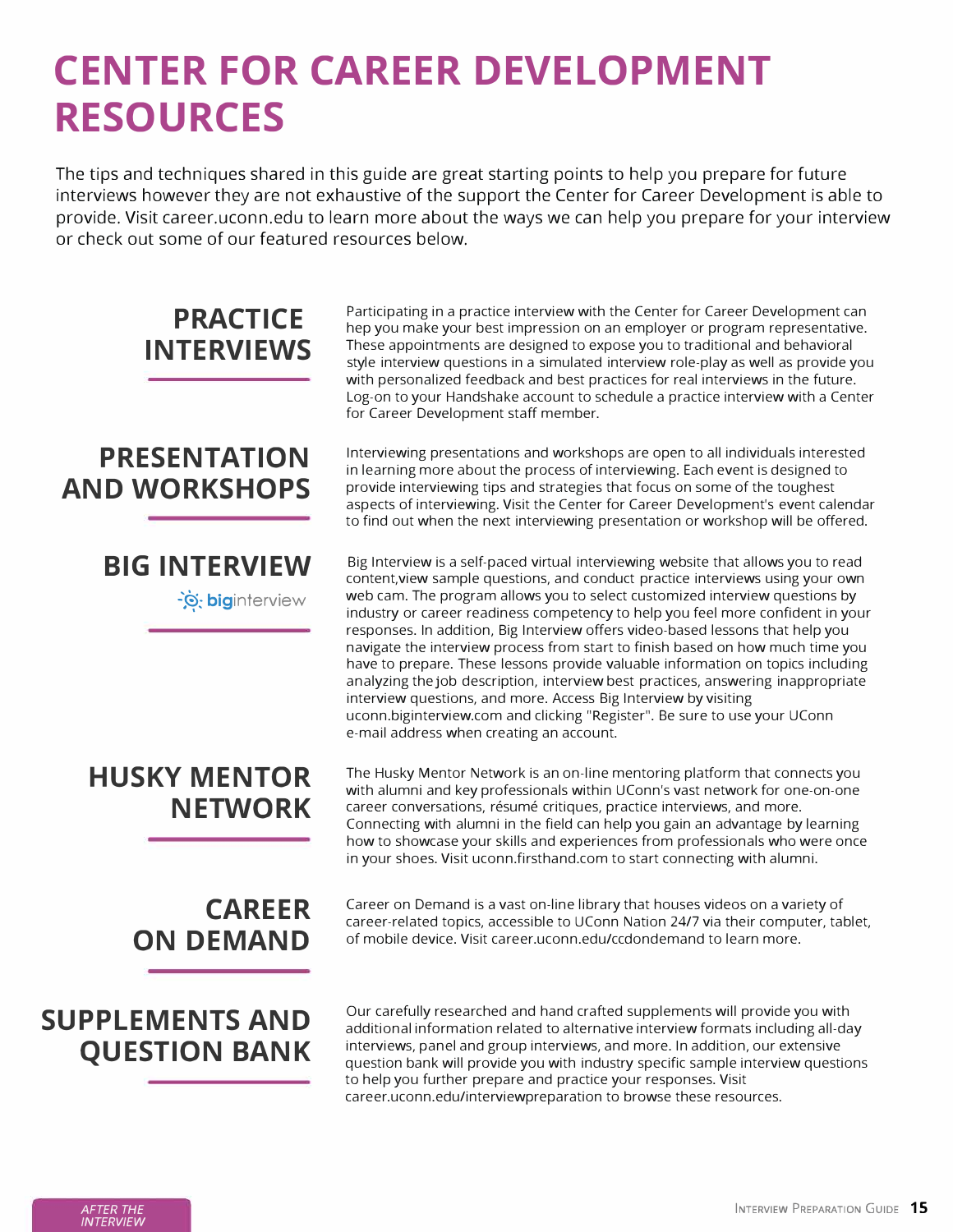# CENTER FOR CAREER DEVELOPMENT RESOURCES

The tips and techniques shared in this guide are great starting points to help you prepare for future interviews however they are not exhaustive of the support the Center for Career Development is able to provide. Visit career.uconn.edu to learn more about the ways we can help you prepare for your interview or check out some of our featured resources below.

## PRACTICE INTERVIEWS

Participating in a practice interview with the Center for Career Development can hep you make your best impression on an employer or program representative. These appointments are designed to expose you to traditional and behavioral style interview questions in a simulated interview role-play as well as provide you with personalized feedback and best practices for real interviews in the future. Log-on to your Handshake account to schedule a practice interview with a Center for Career Development staff member.

## PRESENTATION AND WORKSHOPS

Interviewing presentations and workshops are open to all individuals interested in learning more about the process of interviewing. Each event is designed to provide interviewing tips and strategies that focus on some of the toughest aspects of interviewing. Visit the Center for Career Development's event calendar to find out when the next interviewing presentation or workshop will be offered.

## BIG INTERVIEW

biginterview

Big Interview is a self-paced virtual interviewing website that allows you to read content,view sample questions, and conduct practice interviews using your own web cam. The program allows you to select customized interview questions by industry or career readiness competency to help you feel more confident in your responses. In addition, Big Interview offers video-based lessons that help you navigate the interview process from start to finish based on how much time you have to prepare. These lessons provide valuable information on topics including analyzing the job description, interview best practices, answering inappropriate interview questions, and more. Access Big Interview by visiting uconn.biginterview.com and clicking "Register". Be sure to use your UConn e-mail address when creating an account.

## HUSKY MENTOR NETWORK

The Husky Mentor Network is an on-line mentoring platform that connects you with alumni and key professionals within UConn's vast network for one-on-one career conversations, résumé critiques, practice interviews, and more. Connecting with alumni in the field can help you gain an advantage by learning how to showcase your skills and experiences from professionals who were once in your shoes. Visit uconn.firsthand.com to start connecting with alumni.

## CAREER ON DEMAND

Career on Demand is a vast on-line library that houses videos on a variety of career-related topics, accessible to UConn Nation 24/7 via their computer, tablet, of mobile device. Visit career.uconn.edu/ccdondemand to learn more.

## SUPPLEMENTS AND QUESTION BANK

Our carefully researched and hand crafted supplements will provide you with additional information related to alternative interview formats including all-day interviews, panel and group interviews, and more. In addition, our extensive question bank will provide you with industry specific sample interview questions to help you further prepare and practice your responses. Visit career.uconn.edu/interviewpreparation to browse these resources.